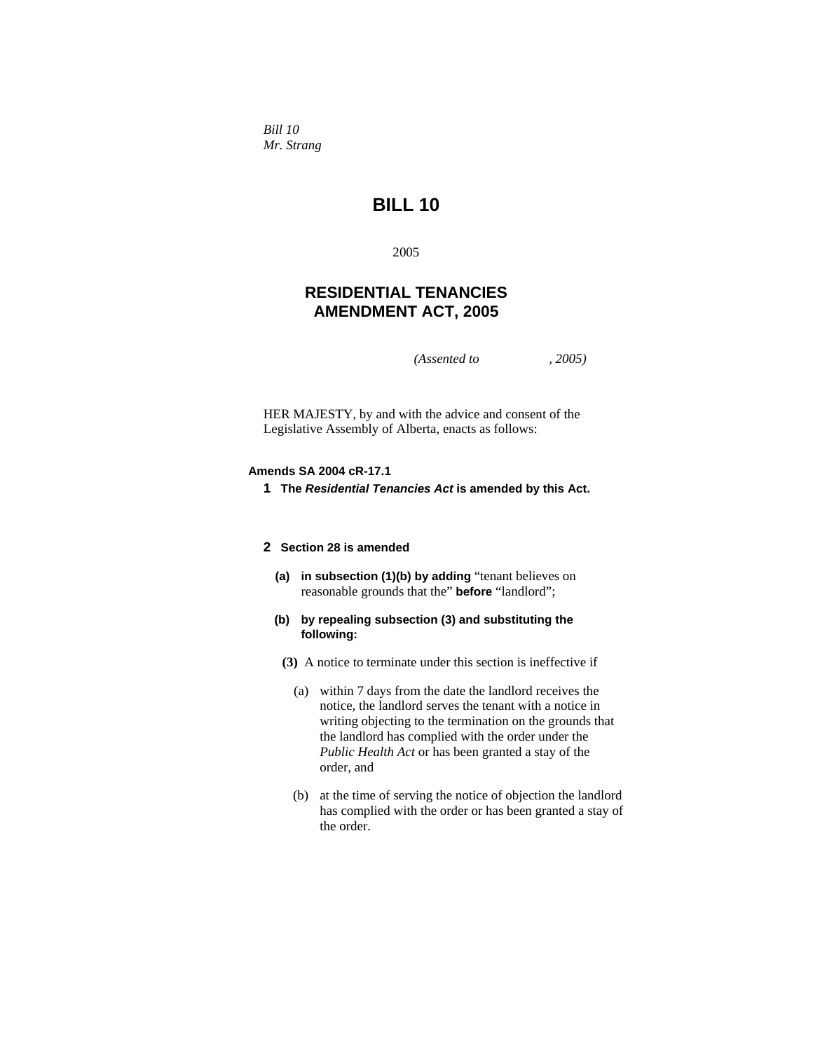*Bill 10*
*Mr. Strang*

# BILL 10

2005

## RESIDENTIAL TENANCIES AMENDMENT ACT, 2005

*(Assented to , 2005)*

HER MAJESTY, by and with the advice and consent of the Legislative Assembly of Alberta, enacts as follows:

**Amends SA 2004 cR-17.1**

**1** **The *Residential Tenancies Act* is amended by this Act.**

**2** **Section 28 is amended**

**(a)** **in subsection (1)(b) by adding** "tenant believes on reasonable grounds that the" **before** "landlord";

**(b)** **by repealing subsection (3) and substituting the following:**

**(3)** A notice to terminate under this section is ineffective if

(a) within 7 days from the date the landlord receives the notice, the landlord serves the tenant with a notice in writing objecting to the termination on the grounds that the landlord has complied with the order under the *Public Health Act* or has been granted a stay of the order, and

(b) at the time of serving the notice of objection the landlord has complied with the order or has been granted a stay of the order.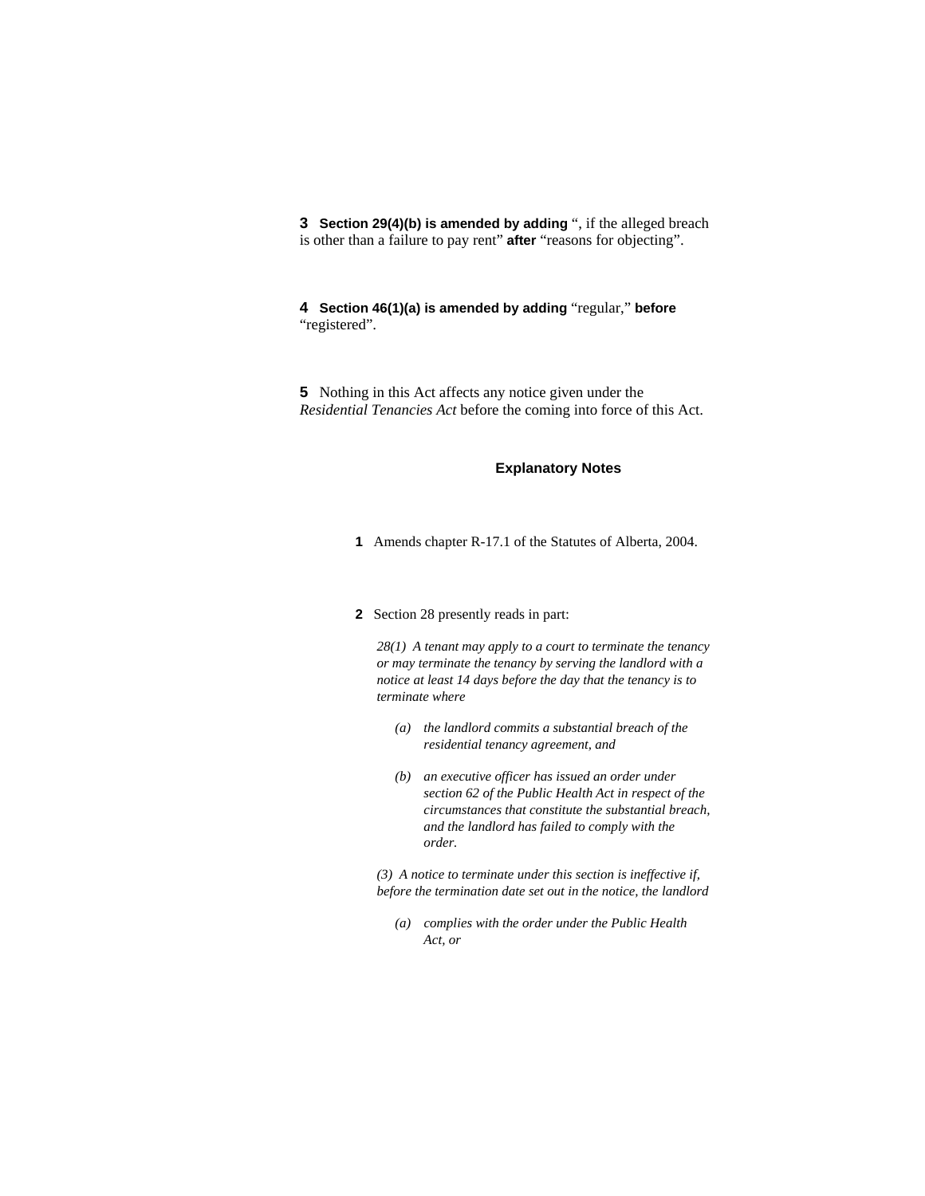**3** **Section 29(4)(b) is amended by adding** ", if the alleged breach is other than a failure to pay rent" **after** "reasons for objecting".

**4** **Section 46(1)(a) is amended by adding** "regular," **before** "registered".

**5** Nothing in this Act affects any notice given under the *Residential Tenancies Act* before the coming into force of this Act.

## Explanatory Notes

**1** Amends chapter R-17.1 of the Statutes of Alberta, 2004.

**2** Section 28 presently reads in part:

*28(1) A tenant may apply to a court to terminate the tenancy or may terminate the tenancy by serving the landlord with a notice at least 14 days before the day that the tenancy is to terminate where*

*(a) the landlord commits a substantial breach of the residential tenancy agreement, and*

*(b) an executive officer has issued an order under section 62 of the Public Health Act in respect of the circumstances that constitute the substantial breach, and the landlord has failed to comply with the order.*

*(3) A notice to terminate under this section is ineffective if, before the termination date set out in the notice, the landlord*

*(a) complies with the order under the Public Health Act, or*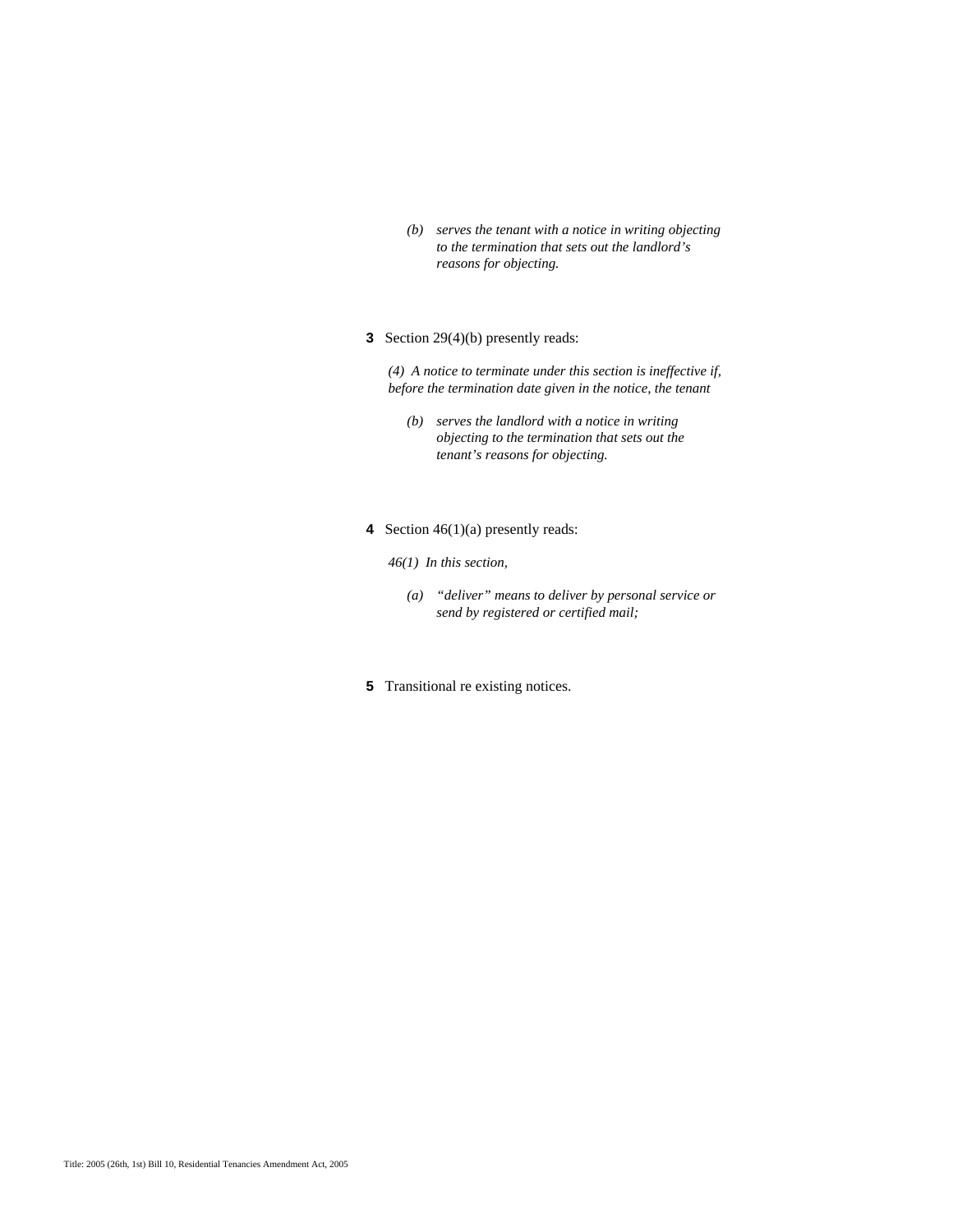*(b)    serves the tenant with a notice in writing objecting to the termination that sets out the landlord's reasons for objecting.*

**3** Section 29(4)(b) presently reads:

*(4)  A notice to terminate under this section is ineffective if, before the termination date given in the notice, the tenant*

*(b)    serves the landlord with a notice in writing objecting to the termination that sets out the tenant's reasons for objecting.*

**4** Section 46(1)(a) presently reads:

*46(1)  In this section,*

*(a)    "deliver" means to deliver by personal service or send by registered or certified mail;*

**5** Transitional re existing notices.